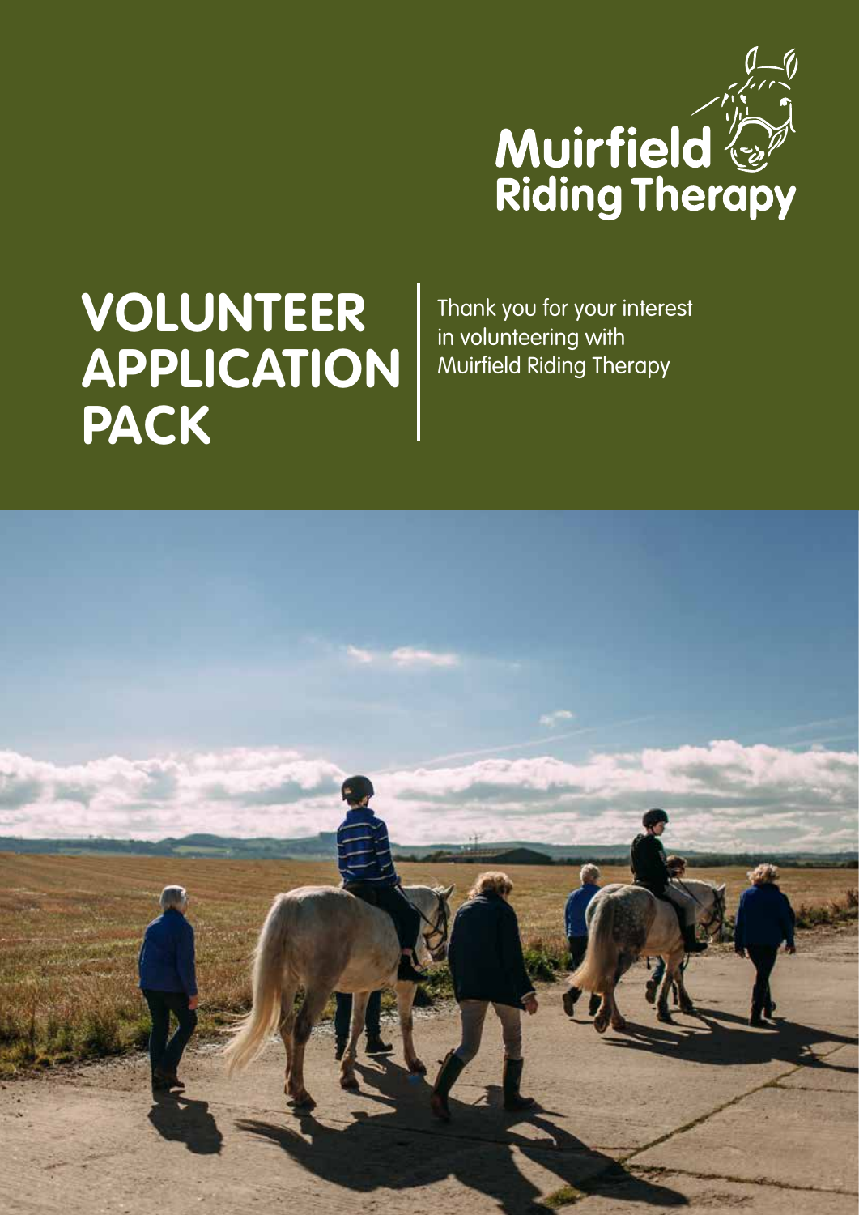Muirfield Riding Therapy

# VOLUNTEER APPLICATION PACK

Thank you for your interest in volunteering with Muirfield Riding Therapy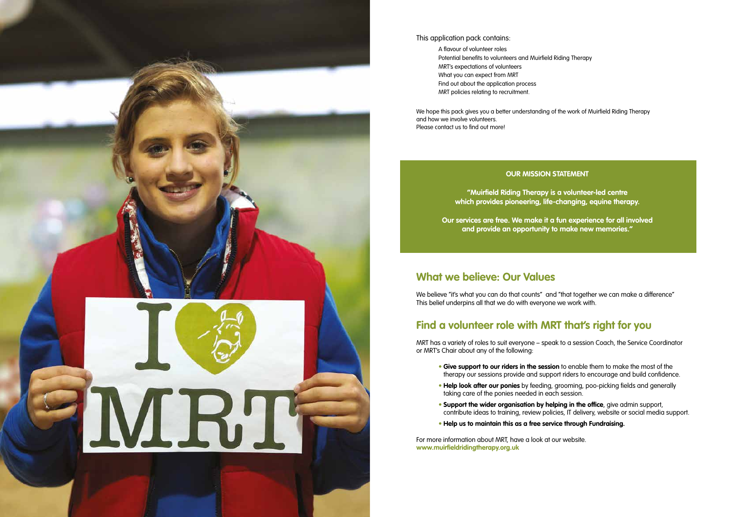This application pack contains:

- A flavour of volunteer roles
- Potential benefits to volunteers and Muirfield Riding Therapy
- MRT's expectations of volunteers
- What you can expect from MRT
- Find out about the application process
- MRT policies relating to recruitment.

We hope this pack gives you a better understanding of the work of Muirfield Riding Therapy and how we involve volunteers.
Please contact us to find out more!

**OUR MISSION STATEMENT**

**"Muirfield Riding Therapy is a volunteer-led centre which provides pioneering, life-changing, equine therapy.**

**Our services are free. We make it a fun experience for all involved and provide an opportunity to make new memories."**

## What we believe: Our Values

We believe "it's what you can do that counts" and "that together we can make a difference"
This belief underpins all that we do with everyone we work with.

## Find a volunteer role with MRT that's right for you

MRT has a variety of roles to suit everyone – speak to a session Coach, the Service Coordinator or MRT's Chair about any of the following:

- **Give support to our riders in the session** to enable them to make the most of the therapy our sessions provide and support riders to encourage and build confidence.
- **Help look after our ponies** by feeding, grooming, poo-picking fields and generally taking care of the ponies needed in each session.
- **Support the wider organisation by helping in the office**, give admin support, contribute ideas to training, review policies, IT delivery, website or social media support.
- **Help us to maintain this as a free service through Fundraising.**

For more information about MRT, have a look at our website.
**www.muirfieldridingtherapy.org.uk**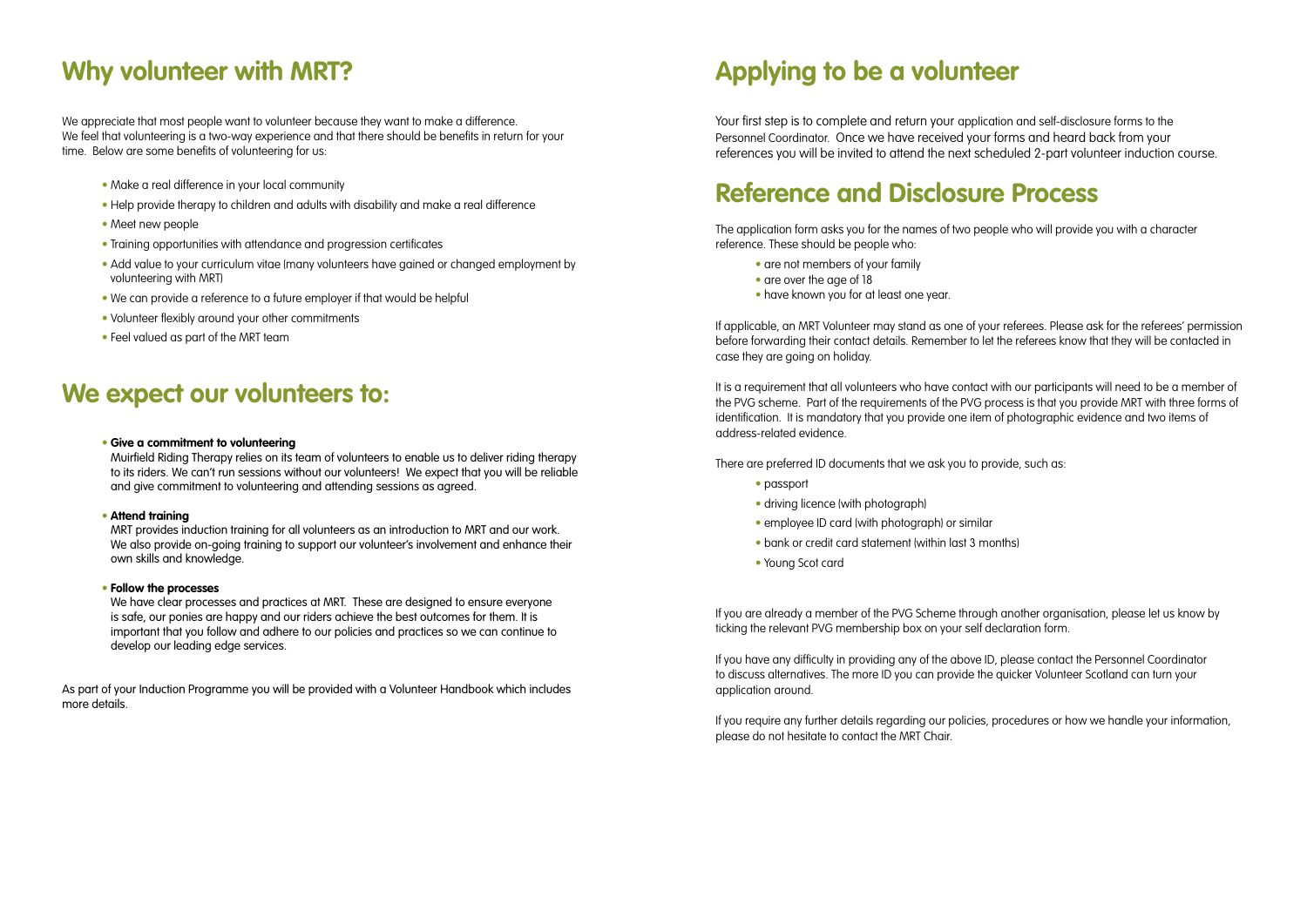## Why volunteer with MRT?

We appreciate that most people want to volunteer because they want to make a difference. We feel that volunteering is a two-way experience and that there should be benefits in return for your time. Below are some benefits of volunteering for us:

- Make a real difference in your local community
- Help provide therapy to children and adults with disability and make a real difference
- Meet new people
- Training opportunities with attendance and progression certificates
- Add value to your curriculum vitae (many volunteers have gained or changed employment by volunteering with MRT)
- We can provide a reference to a future employer if that would be helpful
- Volunteer flexibly around your other commitments
- Feel valued as part of the MRT team

## We expect our volunteers to:

- **Give a commitment to volunteering**
  Muirfield Riding Therapy relies on its team of volunteers to enable us to deliver riding therapy to its riders. We can't run sessions without our volunteers! We expect that you will be reliable and give commitment to volunteering and attending sessions as agreed.

- **Attend training**
  MRT provides induction training for all volunteers as an introduction to MRT and our work. We also provide on-going training to support our volunteer's involvement and enhance their own skills and knowledge.

- **Follow the processes**
  We have clear processes and practices at MRT. These are designed to ensure everyone is safe, our ponies are happy and our riders achieve the best outcomes for them. It is important that you follow and adhere to our policies and practices so we can continue to develop our leading edge services.

As part of your Induction Programme you will be provided with a Volunteer Handbook which includes more details.

## Applying to be a volunteer

Your first step is to complete and return your application and self-disclosure forms to the Personnel Coordinator. Once we have received your forms and heard back from your references you will be invited to attend the next scheduled 2-part volunteer induction course.

## Reference and Disclosure Process

The application form asks you for the names of two people who will provide you with a character reference. These should be people who:

- are not members of your family
- are over the age of 18
- have known you for at least one year.

If applicable, an MRT Volunteer may stand as one of your referees. Please ask for the referees' permission before forwarding their contact details. Remember to let the referees know that they will be contacted in case they are going on holiday.

It is a requirement that all volunteers who have contact with our participants will need to be a member of the PVG scheme. Part of the requirements of the PVG process is that you provide MRT with three forms of identification. It is mandatory that you provide one item of photographic evidence and two items of address-related evidence.

There are preferred ID documents that we ask you to provide, such as:

- passport
- driving licence (with photograph)
- employee ID card (with photograph) or similar
- bank or credit card statement (within last 3 months)
- Young Scot card

If you are already a member of the PVG Scheme through another organisation, please let us know by ticking the relevant PVG membership box on your self declaration form.

If you have any difficulty in providing any of the above ID, please contact the Personnel Coordinator to discuss alternatives. The more ID you can provide the quicker Volunteer Scotland can turn your application around.

If you require any further details regarding our policies, procedures or how we handle your information, please do not hesitate to contact the MRT Chair.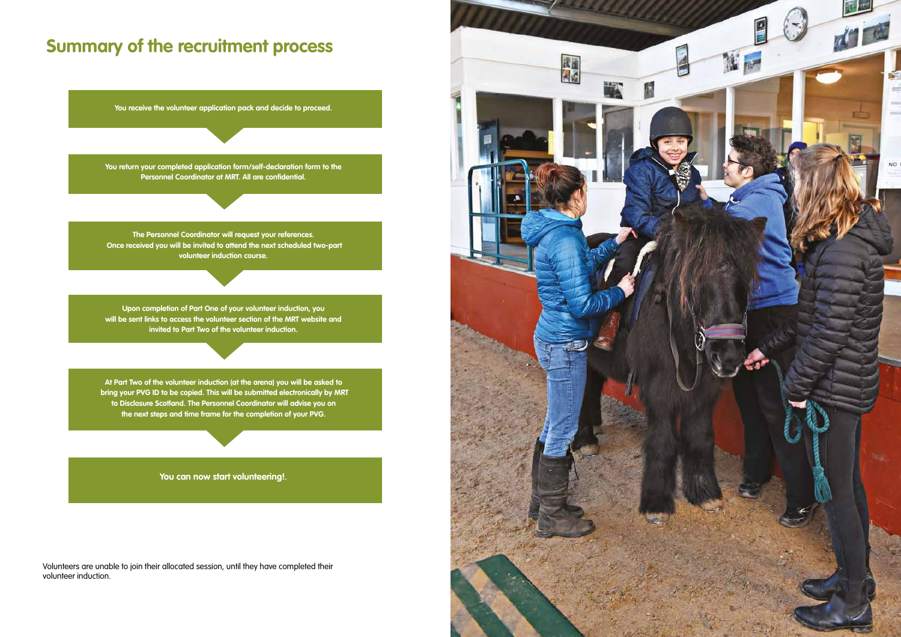# Summary of the recruitment process

**You receive the volunteer application pack and decide to proceed.**

**You return your completed application form/self-declaration form to the Personnel Coordinator at MRT. All are confidential.**

**The Personnel Coordinator will request your references. Once received you will be invited to attend the next scheduled two-part volunteer induction course.**

**Upon completion of Part One of your volunteer induction, you will be sent links to access the volunteer section of the MRT website and invited to Part Two of the volunteer induction.**

**At Part Two of the volunteer induction (at the arena) you will be asked to bring your PVG ID to be copied. This will be submitted electronically by MRT to Disclosure Scotland. The Personnel Coordinator will advise you on the next steps and time frame for the completion of your PVG.**

**You can now start volunteering!.**

Volunteers are unable to join their allocated session, until they have completed their volunteer induction.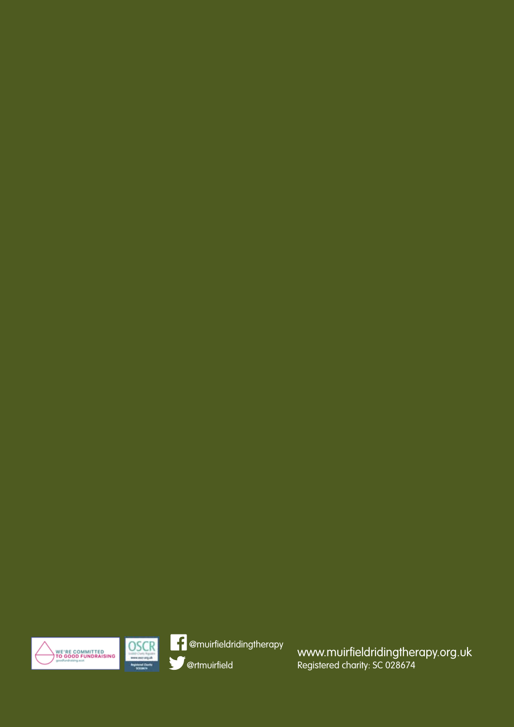WE'RE COMMITTED TO GOOD FUNDRAISING
goodfundraising.scot

OSCR
Scottish Charity Regulator
www.oscr.org.uk
Registered Charity
SC028674

@muirfieldridingtherapy

@rtmuirfield

www.muirfieldridingtherapy.org.uk
Registered charity: SC 028674